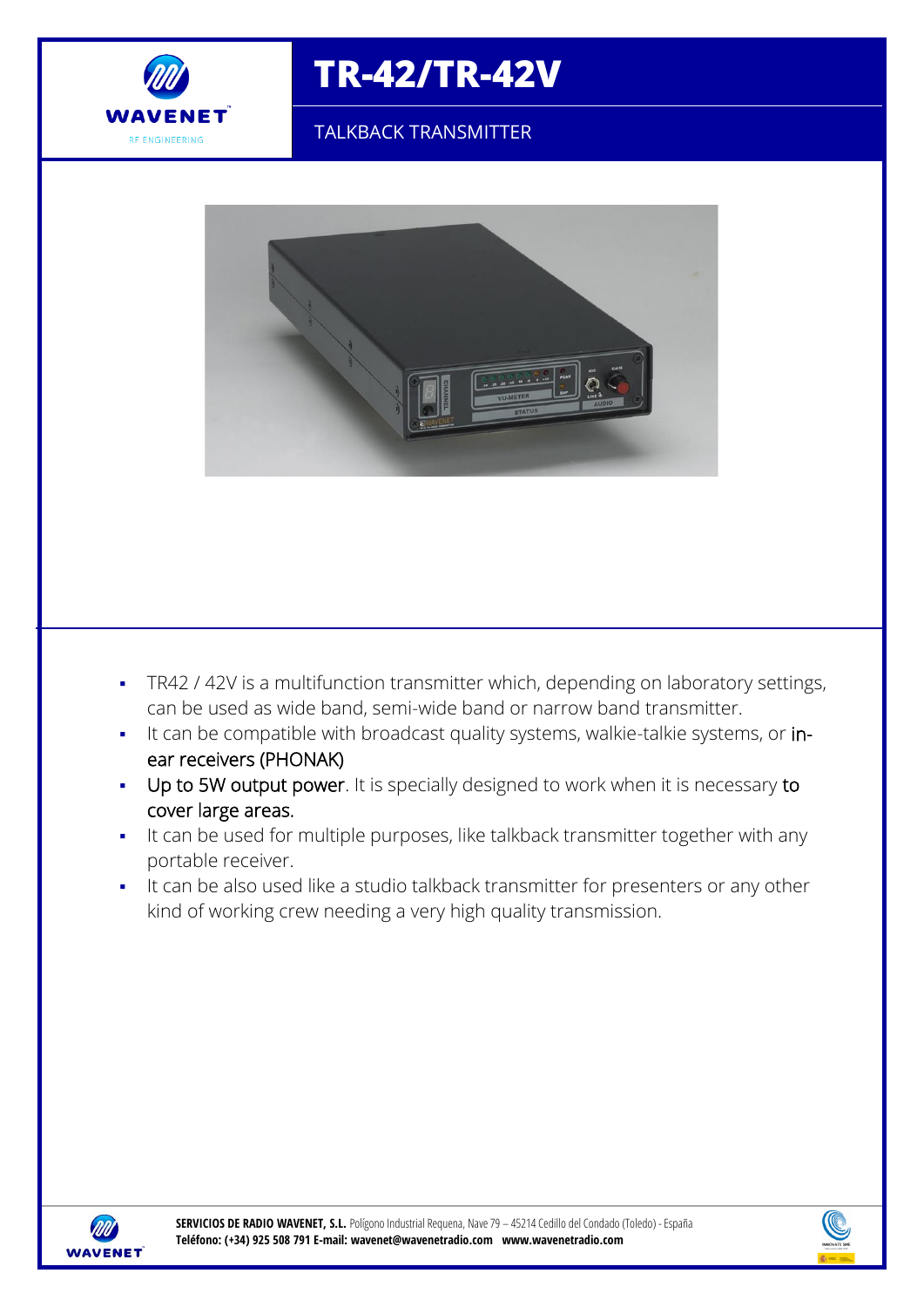# TR-42/TR-42V

TALKBACK TRANSMITTER

- TR42 / 42V is a multifunction transmitter which, depending on laboratory settings, can be used as wide band, semi-wide band or narrow band transmitter.
- It can be compatible with broadcast quality systems, walkie-talkie systems, or in-ear receivers (PHONAK)
- Up to 5W output power. It is specially designed to work when it is necessary to cover large areas.
- It can be used for multiple purposes, like talkback transmitter together with any portable receiver.
- It can be also used like a studio talkback transmitter for presenters or any other kind of working crew needing a very high quality transmission.

**SERVICIOS DE RADIO WAVENET, S.L.** Polígono Industrial Requena, Nave 79 – 45214 Cedillo del Condado (Toledo) - España
**Teléfono: (+34) 925 508 791 E-mail: wavenet@wavenetradio.com www.wavenetradio.com**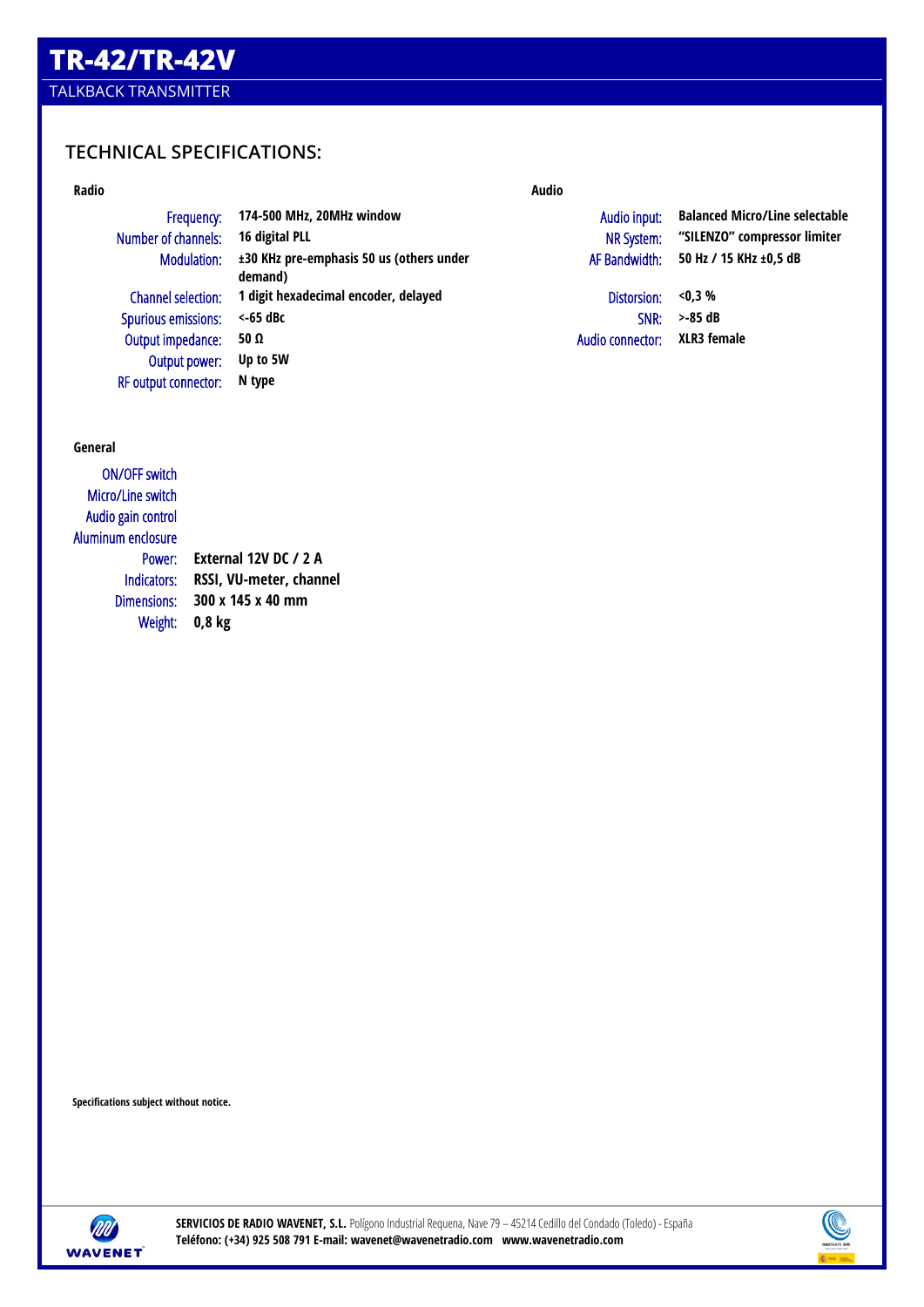# TR-42/TR-42V

TALKBACK TRANSMITTER

## TECHNICAL SPECIFICATIONS:

### Radio

| | |
|---|---|
| Frequency: | **174-500 MHz, 20MHz window** |
| Number of channels: | **16 digital PLL** |
| Modulation: | **±30 KHz pre-emphasis 50 us (others under demand)** |
| Channel selection: | **1 digit hexadecimal encoder, delayed** |
| Spurious emissions: | **<-65 dBc** |
| Output impedance: | **50 Ω** |
| Output power: | **Up to 5W** |
| RF output connector: | **N type** |

### Audio

| | |
|---|---|
| Audio input: | **Balanced Micro/Line selectable** |
| NR System: | **"SILENZO" compressor limiter** |
| AF Bandwidth: | **50 Hz / 15 KHz ±0,5 dB** |
| Distorsion: | **<0,3 %** |
| SNR: | **>-85 dB** |
| Audio connector: | **XLR3 female** |

### General

ON/OFF switch

Micro/Line switch

Audio gain control

Aluminum enclosure

| | |
|---|---|
| Power: | **External 12V DC / 2 A** |
| Indicators: | **RSSI, VU-meter, channel** |
| Dimensions: | **300 x 145 x 40 mm** |
| Weight: | **0,8 kg** |

**Specifications subject without notice.**

**SERVICIOS DE RADIO WAVENET, S.L.** Polígono Industrial Requena, Nave 79 – 45214 Cedillo del Condado (Toledo) - España
**Teléfono: (+34) 925 508 791 E-mail: wavenet@wavenetradio.com www.wavenetradio.com**